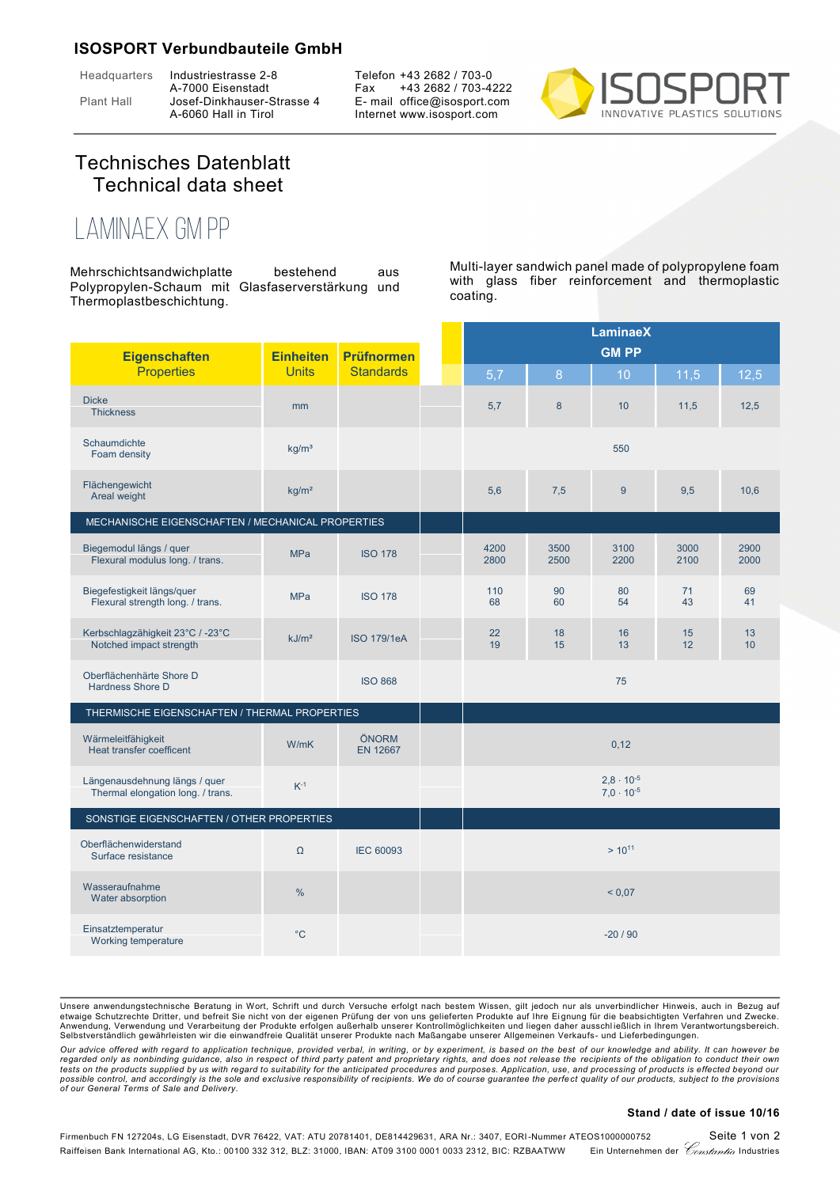## ISOSPORT Verbundbauteile GmbH

| | | |
|---|---|---|
| Headquarters | Industriestrasse 2-8<br>A-7000 Eisenstadt | Telefon +43 2682 / 703-0<br>Fax +43 2682 / 703-4222 |
| Plant Hall | Josef-Dinkhauser-Strasse 4<br>A-6060 Hall in Tirol | E- mail office@isosport.com<br>Internet www.isosport.com |

ISOSPORT INNOVATIVE PLASTICS SOLUTIONS

# Technisches Datenblatt
# Technical data sheet

# LAMINAEX GM PP

Mehrschichtsandwichplatte bestehend aus Polypropylen-Schaum mit Glasfaserverstärkung und Thermoplastbeschichtung.

Multi-layer sandwich panel made of polypropylene foam with glass fiber reinforcement and thermoplastic coating.

| Eigenschaften<br>Properties | Einheiten<br>Units | Prüfnormen<br>Standards | LaminaeX GM PP 5,7 | 8 | 10 | 11,5 | 12,5 |
|---|---|---|---|---|---|---|---|
| Dicke<br>Thickness | mm | | 5,7 | 8 | 10 | 11,5 | 12,5 |
| Schaumdichte<br>Foam density | kg/m³ | | 550 | | | | |
| Flächengewicht<br>Areal weight | kg/m² | | 5,6 | 7,5 | 9 | 9,5 | 10,6 |
| **MECHANISCHE EIGENSCHAFTEN / MECHANICAL PROPERTIES** | | | | | | | |
| Biegemodul längs / quer<br>Flexural modulus long. / trans. | MPa | ISO 178 | 4200<br>2800 | 3500<br>2500 | 3100<br>2200 | 3000<br>2100 | 2900<br>2000 |
| Biegefestigkeit längs/quer<br>Flexural strength long. / trans. | MPa | ISO 178 | 110<br>68 | 90<br>60 | 80<br>54 | 71<br>43 | 69<br>41 |
| Kerbschlagzähigkeit 23°C / -23°C<br>Notched impact strength | kJ/m² | ISO 179/1eA | 22<br>19 | 18<br>15 | 16<br>13 | 15<br>12 | 13<br>10 |
| Oberflächenhärte Shore D<br>Hardness Shore D | | ISO 868 | 75 | | | | |
| **THERMISCHE EIGENSCHAFTEN / THERMAL PROPERTIES** | | | | | | | |
| Wärmeleitfähigkeit<br>Heat transfer coefficent | W/mK | ÖNORM EN 12667 | 0,12 | | | | |
| Längenausdehnung längs / quer<br>Thermal elongation long. / trans. | $K^{-1}$ | | $2{,}8 \cdot 10^{-5}$<br>$7{,}0 \cdot 10^{-5}$ | | | | |
| **SONSTIGE EIGENSCHAFTEN / OTHER PROPERTIES** | | | | | | | |
| Oberflächenwiderstand<br>Surface resistance | Ω | IEC 60093 | $> 10^{11}$ | | | | |
| Wasseraufnahme<br>Water absorption | % | | < 0,07 | | | | |
| Einsatztemperatur<br>Working temperature | °C | | -20 / 90 | | | | |

Unsere anwendungstechnische Beratung in Wort, Schrift und durch Versuche erfolgt nach bestem Wissen, gilt jedoch nur als unverbindlicher Hinweis, auch in Bezug auf etwaige Schutzrechte Dritter, und befreit Sie nicht von der eigenen Prüfung der von uns gelieferten Produkte auf Ihre Eignung für die beabsichtigten Verfahren und Zwecke. Anwendung, Verwendung und Verarbeitung der Produkte erfolgen außerhalb unserer Kontrollmöglichkeiten und liegen daher ausschließlich in Ihrem Verantwortungsbereich. Selbstverständlich gewährleisten wir die einwandfreie Qualität unserer Produkte nach Maßangabe unserer Allgemeinen Verkaufs- und Lieferbedingungen.

*Our advice offered with regard to application technique, provided verbal, in writing, or by experiment, is based on the best of our knowledge and ability. It can however be regarded only as nonbinding guidance, also in respect of third party patent and proprietary rights, and does not release the recipients of the obligation to conduct their own tests on the products supplied by us with regard to suitability for the anticipated procedures and purposes. Application, use, and processing of products is effected beyond our possible control, and accordingly is the sole and exclusive responsibility of recipients. We do of course guarantee the perfect quality of our products, subject to the provisions of our General Terms of Sale and Delivery.*

**Stand / date of issue 10/16**

Firmenbuch FN 127204s, LG Eisenstadt, DVR 76422, VAT: ATU 20781401, DE814429631, ARA Nr.: 3407, EORI-Nummer ATEOS1000000752
Raiffeisen Bank International AG, Kto.: 00100 332 312, BLZ: 31000, IBAN: AT09 3100 0001 0033 2312, BIC: RZBAATWW — Ein Unternehmen der Constantia Industries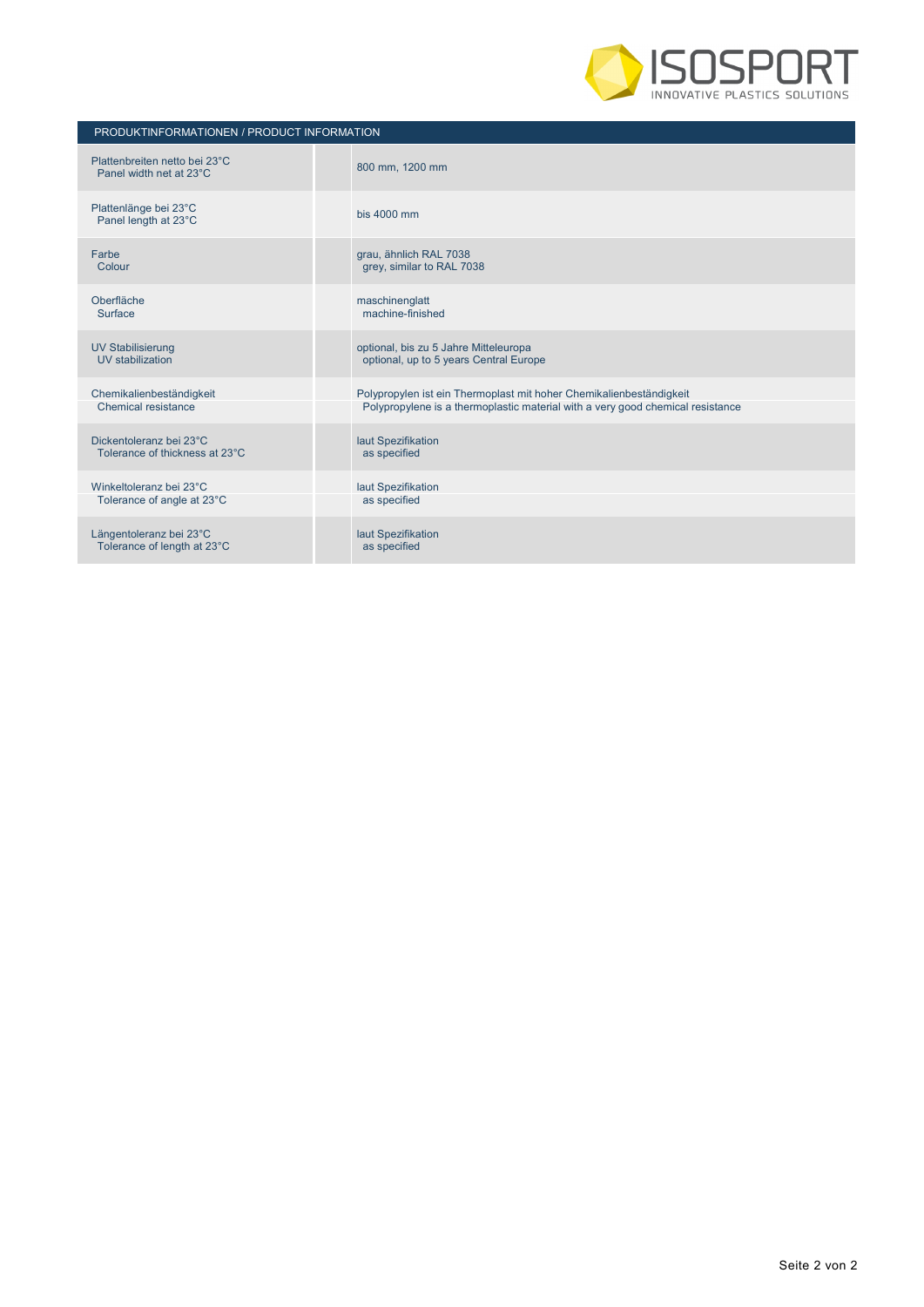| PRODUKTINFORMATIONEN / PRODUCT INFORMATION | |
|---|---|
| Plattenbreiten netto bei 23°C<br>Panel width net at 23°C | 800 mm, 1200 mm |
| Plattenlänge bei 23°C<br>Panel length at 23°C | bis 4000 mm |
| Farbe<br>Colour | grau, ähnlich RAL 7038<br>grey, similar to RAL 7038 |
| Oberfläche<br>Surface | maschinenglatt<br>machine-finished |
| UV Stabilisierung<br>UV stabilization | optional, bis zu 5 Jahre Mitteleuropa<br>optional, up to 5 years Central Europe |
| Chemikalienbeständigkeit<br>Chemical resistance | Polypropylen ist ein Thermoplast mit hoher Chemikalienbeständigkeit<br>Polypropylene is a thermoplastic material with a very good chemical resistance |
| Dickentoleranz bei 23°C<br>Tolerance of thickness at 23°C | laut Spezifikation<br>as specified |
| Winkeltoleranz bei 23°C<br>Tolerance of angle at 23°C | laut Spezifikation<br>as specified |
| Längentoleranz bei 23°C<br>Tolerance of length at 23°C | laut Spezifikation<br>as specified |